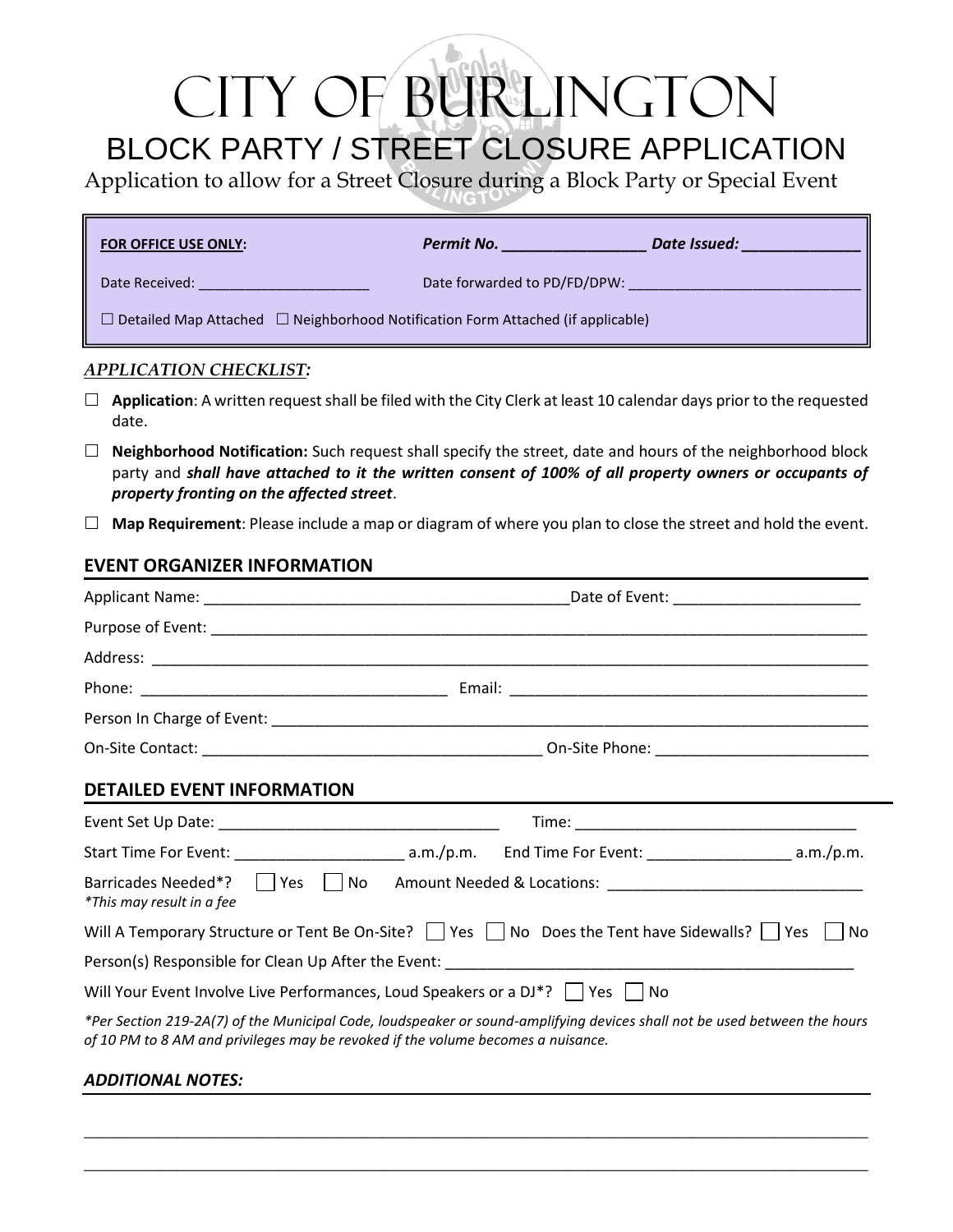# CITY OF BURLINGTON

## BLOCK PARTY / STREET CLOSURE APPLICATION

Application to allow for a Street Closure during a Block Party or Special Event

**FOR OFFICE USE ONLY:** ***Permit No.*** _________________ ***Date Issued:*** ______________

Date Received: ______________________ Date forwarded to PD/FD/DPW: _____________________________

☐ Detailed Map Attached ☐ Neighborhood Notification Form Attached (if applicable)

***APPLICATION CHECKLIST:***

☐ **Application**: A written request shall be filed with the City Clerk at least 10 calendar days prior to the requested date.

☐ **Neighborhood Notification:** Such request shall specify the street, date and hours of the neighborhood block party and ***shall have attached to it the written consent of 100% of all property owners or occupants of property fronting on the affected street***.

☐ **Map Requirement**: Please include a map or diagram of where you plan to close the street and hold the event.

### EVENT ORGANIZER INFORMATION

Applicant Name: ___________________________________________ Date of Event: ______________________

Purpose of Event: ________________________________________________________________________________

Address: _________________________________________________________________________________________

Phone: ____________________________________ Email: ___________________________________________

Person In Charge of Event: ___________________________________________________________________________

On-Site Contact: ________________________________________ On-Site Phone: _________________________

### DETAILED EVENT INFORMATION

Event Set Up Date: _________________________________ Time: _________________________________

Start Time For Event: ____________________ a.m./p.m. End Time For Event: _________________ a.m./p.m.

Barricades Needed*? ☐ Yes ☐ No Amount Needed & Locations: ______________________________
*This may result in a fee*

Will A Temporary Structure or Tent Be On-Site? ☐ Yes ☐ No Does the Tent have Sidewalls? ☐ Yes ☐ No

Person(s) Responsible for Clean Up After the Event: _________________________________________________

Will Your Event Involve Live Performances, Loud Speakers or a DJ*? ☐ Yes ☐ No

*\*Per Section 219-2A(7) of the Municipal Code, loudspeaker or sound-amplifying devices shall not be used between the hours of 10 PM to 8 AM and privileges may be revoked if the volume becomes a nuisance.*

### ***ADDITIONAL NOTES:***

_____________________________________________________________________________________________________

_____________________________________________________________________________________________________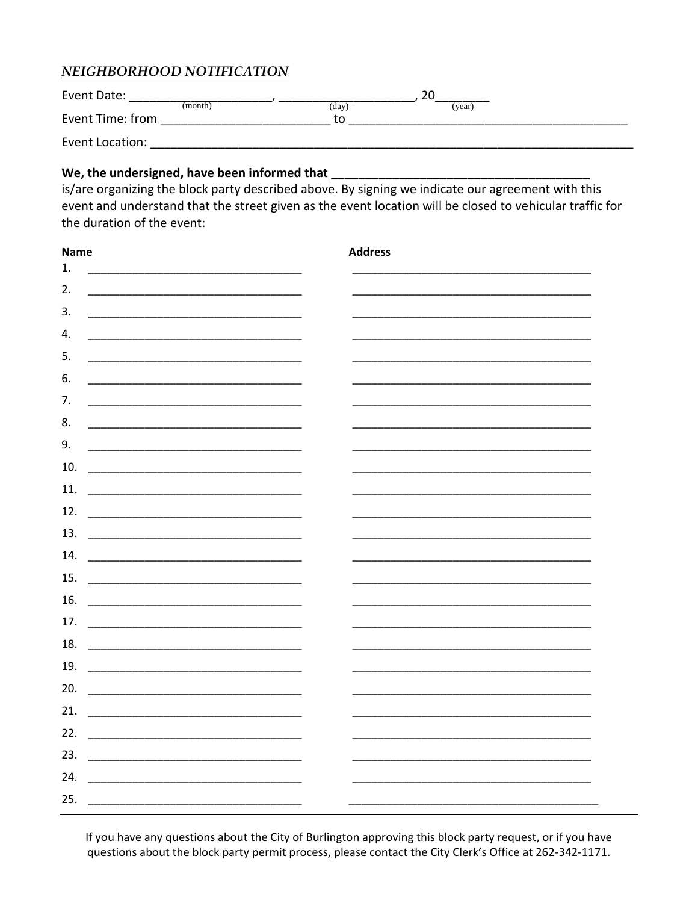## *NEIGHBORHOOD NOTIFICATION*

Event Date: ____________________, ____________________, 20________
(month) (day) (year)

Event Time: from ________________________ to ________________________________________

Event Location: __________________________________________________________________________

**We, the undersigned, have been informed that ______________________________________**
is/are organizing the block party described above. By signing we indicate our agreement with this event and understand that the street given as the event location will be closed to vehicular traffic for the duration of the event:

| | Name | Address |
|---|---|---|
| 1. | | |
| 2. | | |
| 3. | | |
| 4. | | |
| 5. | | |
| 6. | | |
| 7. | | |
| 8. | | |
| 9. | | |
| 10. | | |
| 11. | | |
| 12. | | |
| 13. | | |
| 14. | | |
| 15. | | |
| 16. | | |
| 17. | | |
| 18. | | |
| 19. | | |
| 20. | | |
| 21. | | |
| 22. | | |
| 23. | | |
| 24. | | |
| 25. | | |

If you have any questions about the City of Burlington approving this block party request, or if you have questions about the block party permit process, please contact the City Clerk's Office at 262-342-1171.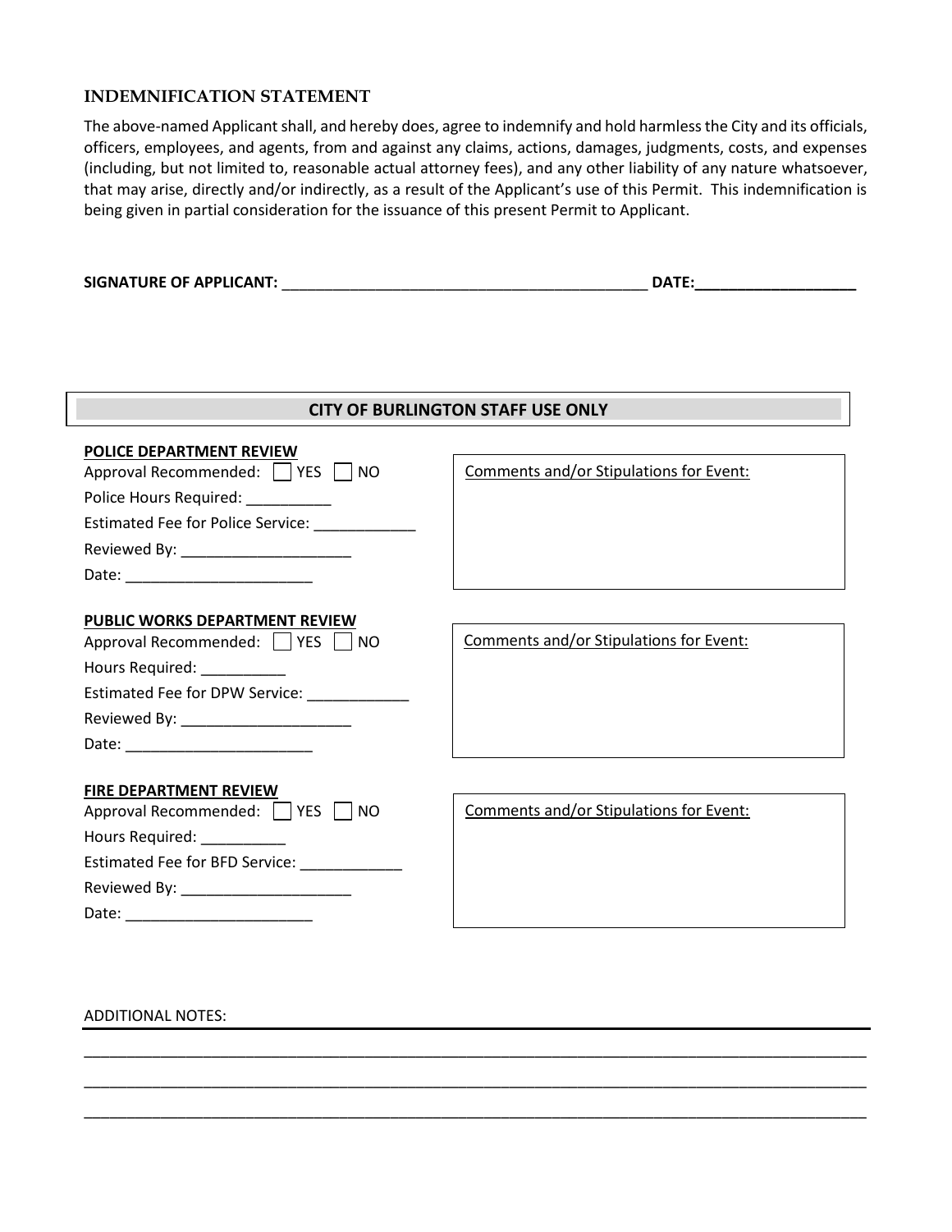## INDEMNIFICATION STATEMENT

The above-named Applicant shall, and hereby does, agree to indemnify and hold harmless the City and its officials, officers, employees, and agents, from and against any claims, actions, damages, judgments, costs, and expenses (including, but not limited to, reasonable actual attorney fees), and any other liability of any nature whatsoever, that may arise, directly and/or indirectly, as a result of the Applicant's use of this Permit. This indemnification is being given in partial consideration for the issuance of this present Permit to Applicant.

**SIGNATURE OF APPLICANT:** ____________________________________________ **DATE:**___________________

### CITY OF BURLINGTON STAFF USE ONLY

**POLICE DEPARTMENT REVIEW**

Approval Recommended: ☐ YES ☐ NO

Police Hours Required: __________

Estimated Fee for Police Service: ____________

Reviewed By: ____________________

Date: ______________________

Comments and/or Stipulations for Event:

**PUBLIC WORKS DEPARTMENT REVIEW**

Approval Recommended: ☐ YES ☐ NO

Hours Required: __________

Estimated Fee for DPW Service: ____________

Reviewed By: ____________________

Date: ______________________

Comments and/or Stipulations for Event:

**FIRE DEPARTMENT REVIEW**

Approval Recommended: ☐ YES ☐ NO

Hours Required: __________

Estimated Fee for BFD Service: ____________

Reviewed By: ____________________

Date: ______________________

Comments and/or Stipulations for Event:

ADDITIONAL NOTES:

______________________________________________________________________________________________

______________________________________________________________________________________________

______________________________________________________________________________________________